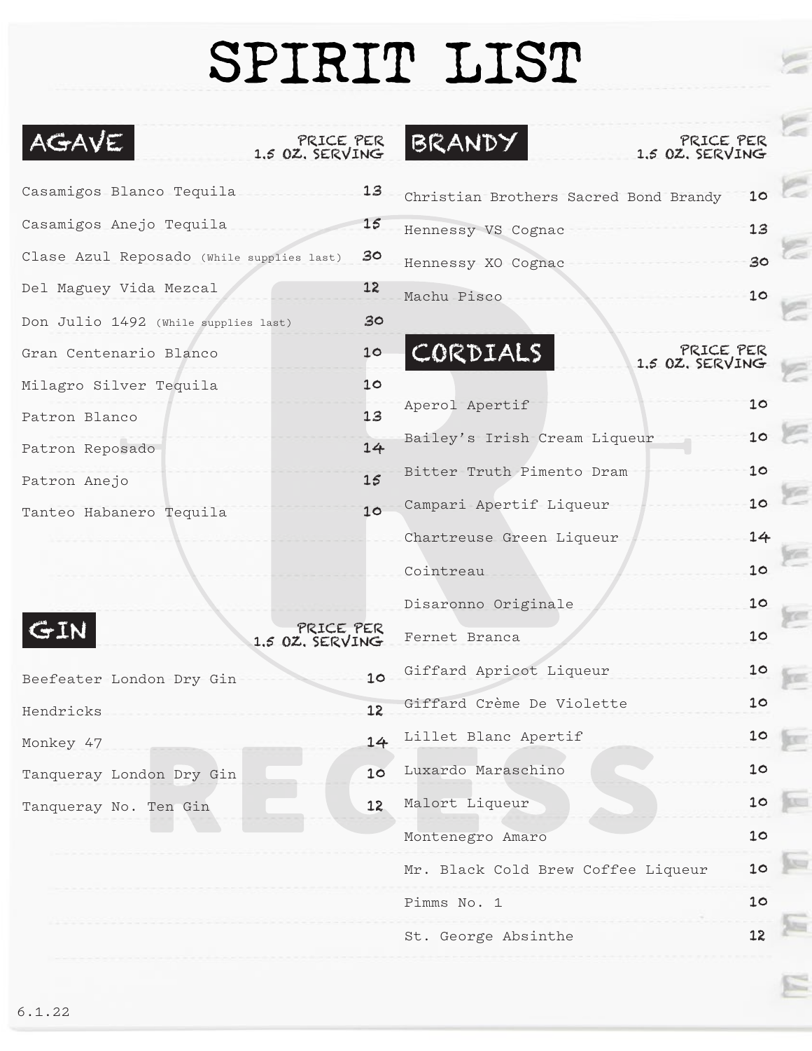# SPIRIT LIST

## AGAVE

| AGAVE | PRICE PER 1.5 OZ. SERVING |
|---|---|
| Casamigos Blanco Tequila | 13 |
| Casamigos Anejo Tequila | 15 |
| Clase Azul Reposado (While supplies last) | 30 |
| Del Maguey Vida Mezcal | 12 |
| Don Julio 1492 (While supplies last) | 30 |
| Gran Centenario Blanco | 10 |
| Milagro Silver Tequila | 10 |
| Patron Blanco | 13 |
| Patron Reposado | 14 |
| Patron Anejo | 15 |
| Tanteo Habanero Tequila | 10 |

## GIN

| GIN | PRICE PER 1.5 OZ. SERVING |
|---|---|
| Beefeater London Dry Gin | 10 |
| Hendricks | 12 |
| Monkey 47 | 14 |
| Tanqueray London Dry Gin | 10 |
| Tanqueray No. Ten Gin | 12 |

## BRANDY

| BRANDY | PRICE PER 1.5 OZ. SERVING |
|---|---|
| Christian Brothers Sacred Bond Brandy | 10 |
| Hennessy VS Cognac | 13 |
| Hennessy XO Cognac | 30 |
| Machu Pisco | 10 |

## CORDIALS

| CORDIALS | PRICE PER 1.5 OZ. SERVING |
|---|---|
| Aperol Apertif | 10 |
| Bailey's Irish Cream Liqueur | 10 |
| Bitter Truth Pimento Dram | 10 |
| Campari Apertif Liqueur | 10 |
| Chartreuse Green Liqueur | 14 |
| Cointreau | 10 |
| Disaronno Originale | 10 |
| Fernet Branca | 10 |
| Giffard Apricot Liqueur | 10 |
| Giffard Crème De Violette | 10 |
| Lillet Blanc Apertif | 10 |
| Luxardo Maraschino | 10 |
| Malort Liqueur | 10 |
| Montenegro Amaro | 10 |
| Mr. Black Cold Brew Coffee Liqueur | 10 |
| Pimms No. 1 | 10 |
| St. George Absinthe | 12 |

6.1.22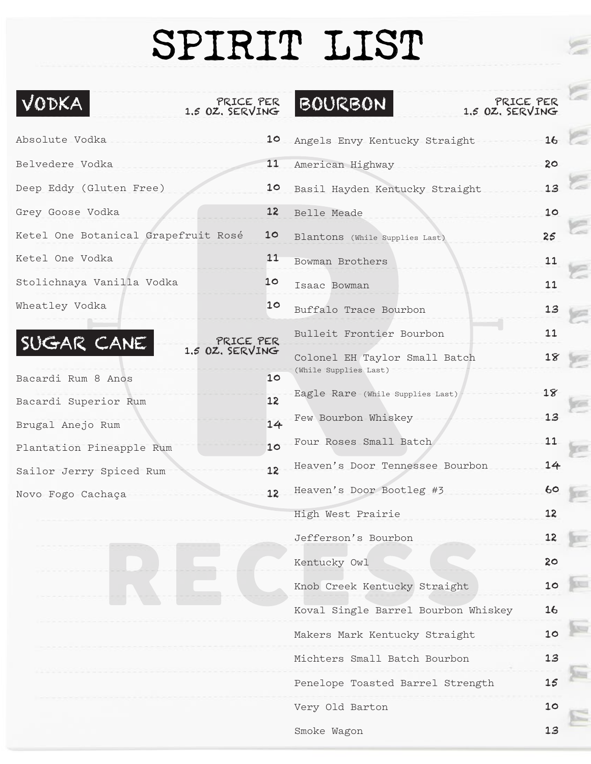# SPIRIT LIST

## VODKA

| Vodka | Price per 1.5 oz. serving |
| --- | --- |
| Absolute Vodka | 10 |
| Belvedere Vodka | 11 |
| Deep Eddy (Gluten Free) | 10 |
| Grey Goose Vodka | 12 |
| Ketel One Botanical Grapefruit Rosé | 10 |
| Ketel One Vodka | 11 |
| Stolichnaya Vanilla Vodka | 10 |
| Wheatley Vodka | 10 |

## SUGAR CANE

| Sugar Cane | Price per 1.5 oz. serving |
| --- | --- |
| Bacardi Rum 8 Anos | 10 |
| Bacardi Superior Rum | 12 |
| Brugal Anejo Rum | 14 |
| Plantation Pineapple Rum | 10 |
| Sailor Jerry Spiced Rum | 12 |
| Novo Fogo Cachaça | 12 |

## BOURBON

| Bourbon | Price per 1.5 oz. serving |
| --- | --- |
| Angels Envy Kentucky Straight | 16 |
| American Highway | 20 |
| Basil Hayden Kentucky Straight | 13 |
| Belle Meade | 10 |
| Blantons (While Supplies Last) | 25 |
| Bowman Brothers | 11 |
| Isaac Bowman | 11 |
| Buffalo Trace Bourbon | 13 |
| Bulleit Frontier Bourbon | 11 |
| Colonel EH Taylor Small Batch (While Supplies Last) | 18 |
| Eagle Rare (While Supplies Last) | 18 |
| Few Bourbon Whiskey | 13 |
| Four Roses Small Batch | 11 |
| Heaven's Door Tennessee Bourbon | 14 |
| Heaven's Door Bootleg #3 | 60 |
| High West Prairie | 12 |
| Jefferson's Bourbon | 12 |
| Kentucky Owl | 20 |
| Knob Creek Kentucky Straight | 10 |
| Koval Single Barrel Bourbon Whiskey | 16 |
| Makers Mark Kentucky Straight | 10 |
| Michters Small Batch Bourbon | 13 |
| Penelope Toasted Barrel Strength | 15 |
| Very Old Barton | 10 |
| Smoke Wagon | 13 |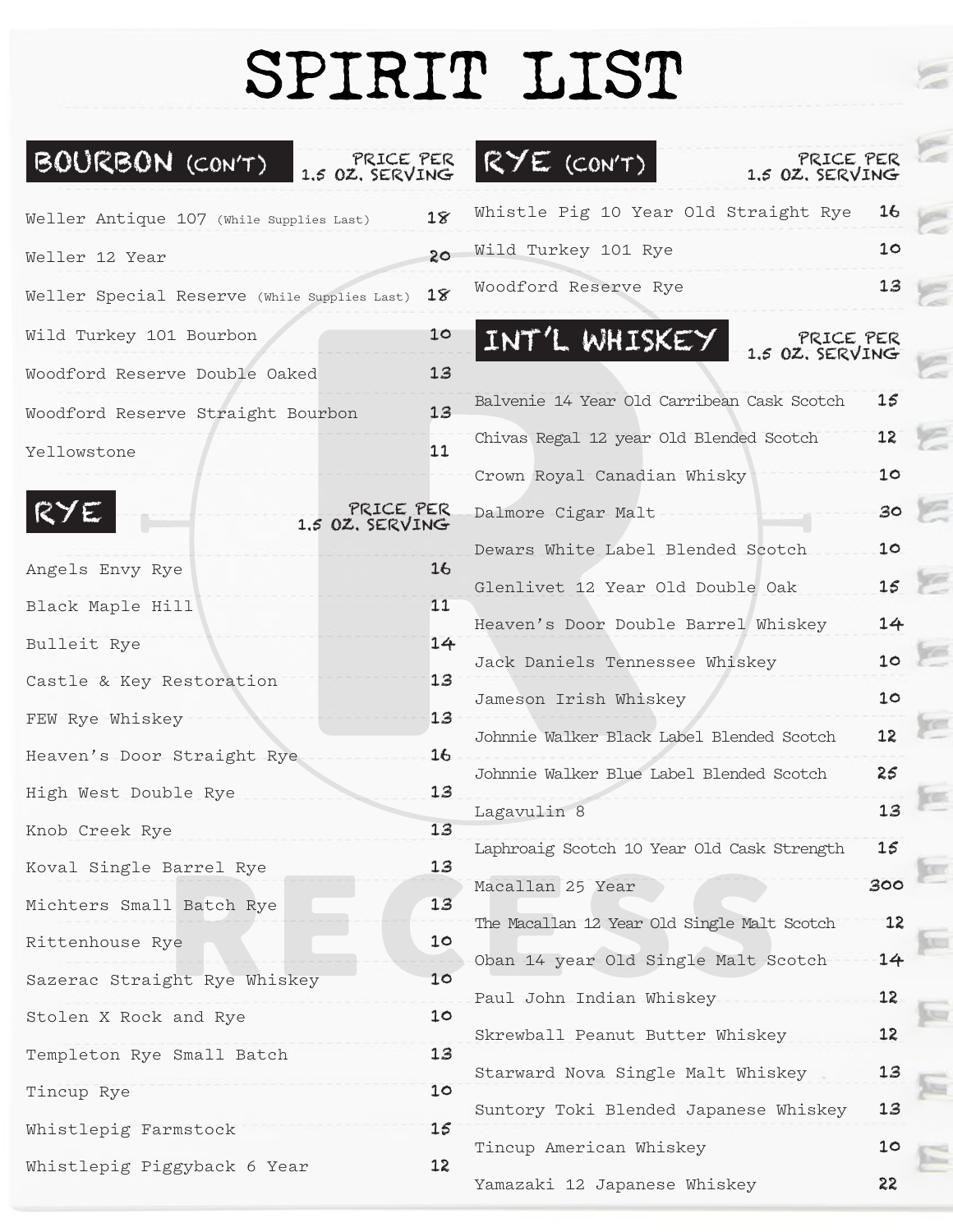# SPIRIT LIST

## BOURBON (CON'T)

| Bourbon | Price per 1.5 oz. serving |
|---|---|
| Weller Antique 107 (While Supplies Last) | 18 |
| Weller 12 Year | 20 |
| Weller Special Reserve (While Supplies Last) | 18 |
| Wild Turkey 101 Bourbon | 10 |
| Woodford Reserve Double Oaked | 13 |
| Woodford Reserve Straight Bourbon | 13 |
| Yellowstone | 11 |

## RYE

| Rye | Price per 1.5 oz. serving |
|---|---|
| Angels Envy Rye | 16 |
| Black Maple Hill | 11 |
| Bulleit Rye | 14 |
| Castle & Key Restoration | 13 |
| FEW Rye Whiskey | 13 |
| Heaven's Door Straight Rye | 16 |
| High West Double Rye | 13 |
| Knob Creek Rye | 13 |
| Koval Single Barrel Rye | 13 |
| Michters Small Batch Rye | 13 |
| Rittenhouse Rye | 10 |
| Sazerac Straight Rye Whiskey | 10 |
| Stolen X Rock and Rye | 10 |
| Templeton Rye Small Batch | 13 |
| Tincup Rye | 10 |
| Whistlepig Farmstock | 15 |
| Whistlepig Piggyback 6 Year | 12 |

## RYE (CON'T)

| Rye | Price per 1.5 oz. serving |
|---|---|
| Whistle Pig 10 Year Old Straight Rye | 16 |
| Wild Turkey 101 Rye | 10 |
| Woodford Reserve Rye | 13 |

## INT'L WHISKEY

| Int'l Whiskey | Price per 1.5 oz. serving |
|---|---|
| Balvenie 14 Year Old Carribean Cask Scotch | 15 |
| Chivas Regal 12 year Old Blended Scotch | 12 |
| Crown Royal Canadian Whisky | 10 |
| Dalmore Cigar Malt | 30 |
| Dewars White Label Blended Scotch | 10 |
| Glenlivet 12 Year Old Double Oak | 15 |
| Heaven's Door Double Barrel Whiskey | 14 |
| Jack Daniels Tennessee Whiskey | 10 |
| Jameson Irish Whiskey | 10 |
| Johnnie Walker Black Label Blended Scotch | 12 |
| Johnnie Walker Blue Label Blended Scotch | 25 |
| Lagavulin 8 | 13 |
| Laphroaig Scotch 10 Year Old Cask Strength | 15 |
| Macallan 25 Year | 300 |
| The Macallan 12 Year Old Single Malt Scotch | 12 |
| Oban 14 year Old Single Malt Scotch | 14 |
| Paul John Indian Whiskey | 12 |
| Skrewball Peanut Butter Whiskey | 12 |
| Starward Nova Single Malt Whiskey | 13 |
| Suntory Toki Blended Japanese Whiskey | 13 |
| Tincup American Whiskey | 10 |
| Yamazaki 12 Japanese Whiskey | 22 |